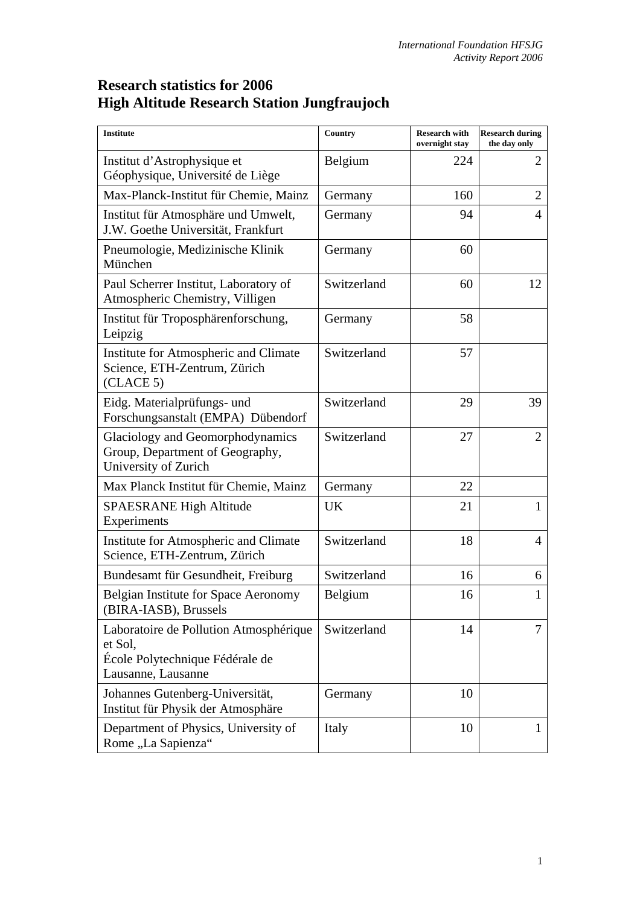# Research statistics for 2006
# High Altitude Research Station Jungfraujoch

| Institute | Country | Research with overnight stay | Research during the day only |
|---|---|---|---|
| Institut d'Astrophysique et Géophysique, Université de Liège | Belgium | 224 | 2 |
| Max-Planck-Institut für Chemie, Mainz | Germany | 160 | 2 |
| Institut für Atmosphäre und Umwelt, J.W. Goethe Universität, Frankfurt | Germany | 94 | 4 |
| Pneumologie, Medizinische Klinik München | Germany | 60 | |
| Paul Scherrer Institut, Laboratory of Atmospheric Chemistry, Villigen | Switzerland | 60 | 12 |
| Institut für Troposphärenforschung, Leipzig | Germany | 58 | |
| Institute for Atmospheric and Climate Science, ETH-Zentrum, Zürich (CLACE 5) | Switzerland | 57 | |
| Eidg. Materialprüfungs- und Forschungsanstalt (EMPA) Dübendorf | Switzerland | 29 | 39 |
| Glaciology and Geomorphodynamics Group, Department of Geography, University of Zurich | Switzerland | 27 | 2 |
| Max Planck Institut für Chemie, Mainz | Germany | 22 | |
| SPAESRANE High Altitude Experiments | UK | 21 | 1 |
| Institute for Atmospheric and Climate Science, ETH-Zentrum, Zürich | Switzerland | 18 | 4 |
| Bundesamt für Gesundheit, Freiburg | Switzerland | 16 | 6 |
| Belgian Institute for Space Aeronomy (BIRA-IASB), Brussels | Belgium | 16 | 1 |
| Laboratoire de Pollution Atmosphérique et Sol, École Polytechnique Fédérale de Lausanne, Lausanne | Switzerland | 14 | 7 |
| Johannes Gutenberg-Universität, Institut für Physik der Atmosphäre | Germany | 10 | |
| Department of Physics, University of Rome „La Sapienza" | Italy | 10 | 1 |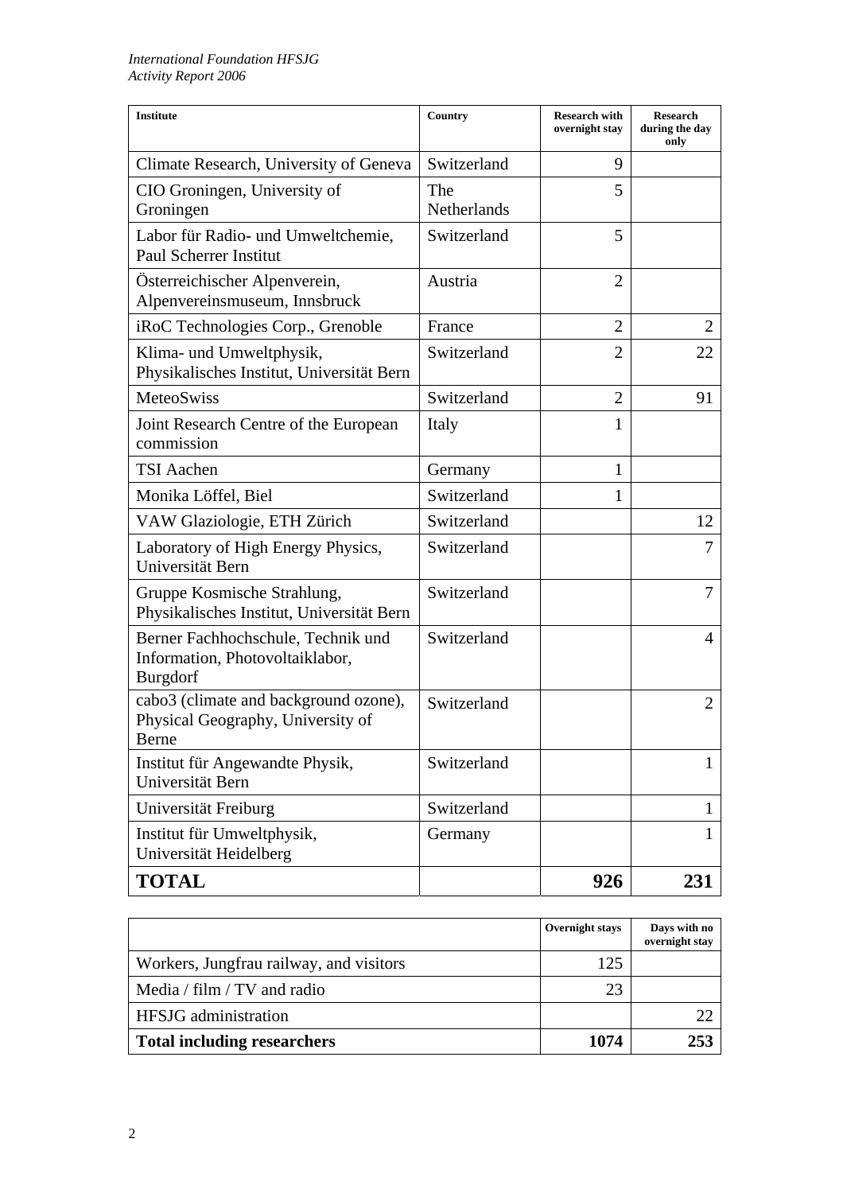| Institute | Country | Research with overnight stay | Research during the day only |
|---|---|---|---|
| Climate Research, University of Geneva | Switzerland | 9 | |
| CIO Groningen, University of Groningen | The Netherlands | 5 | |
| Labor für Radio- und Umweltchemie, Paul Scherrer Institut | Switzerland | 5 | |
| Österreichischer Alpenverein, Alpenvereinsmuseum, Innsbruck | Austria | 2 | |
| iRoC Technologies Corp., Grenoble | France | 2 | 2 |
| Klima- und Umweltphysik, Physikalisches Institut, Universität Bern | Switzerland | 2 | 22 |
| MeteoSwiss | Switzerland | 2 | 91 |
| Joint Research Centre of the European commission | Italy | 1 | |
| TSI Aachen | Germany | 1 | |
| Monika Löffel, Biel | Switzerland | 1 | |
| VAW Glaziologie, ETH Zürich | Switzerland | | 12 |
| Laboratory of High Energy Physics, Universität Bern | Switzerland | | 7 |
| Gruppe Kosmische Strahlung, Physikalisches Institut, Universität Bern | Switzerland | | 7 |
| Berner Fachhochschule, Technik und Information, Photovoltaiklabor, Burgdorf | Switzerland | | 4 |
| cabo3 (climate and background ozone), Physical Geography, University of Berne | Switzerland | | 2 |
| Institut für Angewandte Physik, Universität Bern | Switzerland | | 1 |
| Universität Freiburg | Switzerland | | 1 |
| Institut für Umweltphysik, Universität Heidelberg | Germany | | 1 |
| **TOTAL** | | **926** | **231** |

| | Overnight stays | Days with no overnight stay |
|---|---|---|
| Workers, Jungfrau railway, and visitors | 125 | |
| Media / film / TV and radio | 23 | |
| HFSJG administration | | 22 |
| **Total including researchers** | **1074** | **253** |